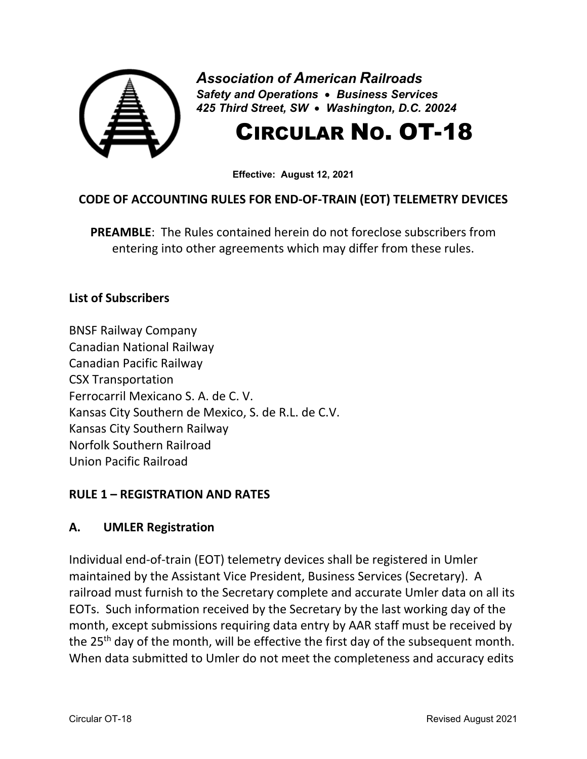*Association of American Railroads*
*Safety and Operations • Business Services*
*425 Third Street, SW • Washington, D.C. 20024*

# CIRCULAR NO. OT-18

**Effective: August 12, 2021**

**CODE OF ACCOUNTING RULES FOR END-OF-TRAIN (EOT) TELEMETRY DEVICES**

**PREAMBLE**: The Rules contained herein do not foreclose subscribers from entering into other agreements which may differ from these rules.

**List of Subscribers**

BNSF Railway Company
Canadian National Railway
Canadian Pacific Railway
CSX Transportation
Ferrocarril Mexicano S. A. de C. V.
Kansas City Southern de Mexico, S. de R.L. de C.V.
Kansas City Southern Railway
Norfolk Southern Railroad
Union Pacific Railroad

## RULE 1 – REGISTRATION AND RATES

### A. UMLER Registration

Individual end-of-train (EOT) telemetry devices shall be registered in Umler maintained by the Assistant Vice President, Business Services (Secretary). A railroad must furnish to the Secretary complete and accurate Umler data on all its EOTs. Such information received by the Secretary by the last working day of the month, except submissions requiring data entry by AAR staff must be received by the 25th day of the month, will be effective the first day of the subsequent month. When data submitted to Umler do not meet the completeness and accuracy edits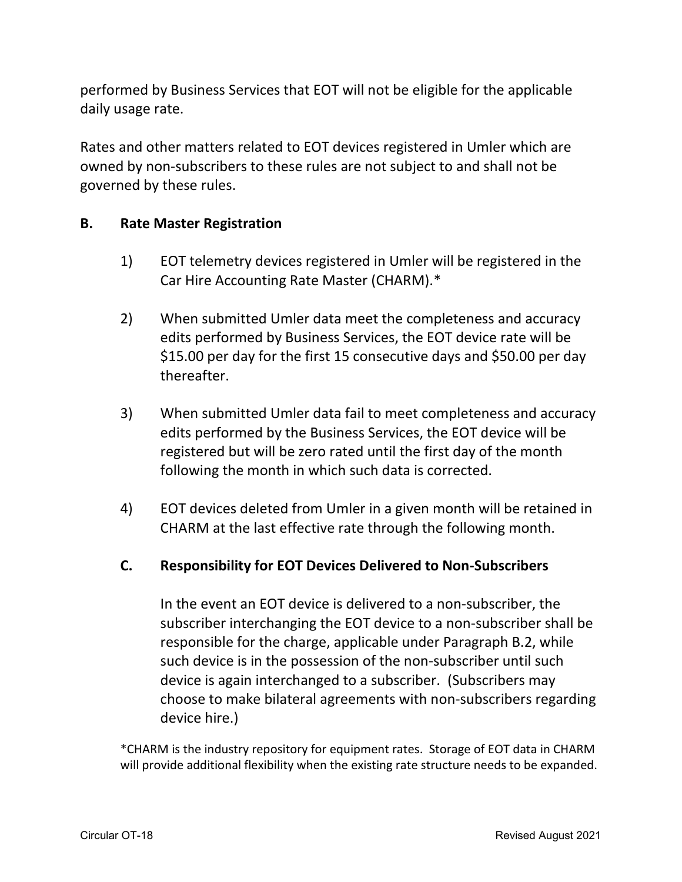performed by Business Services that EOT will not be eligible for the applicable daily usage rate.

Rates and other matters related to EOT devices registered in Umler which are owned by non-subscribers to these rules are not subject to and shall not be governed by these rules.

## B. Rate Master Registration

1) EOT telemetry devices registered in Umler will be registered in the Car Hire Accounting Rate Master (CHARM).*

2) When submitted Umler data meet the completeness and accuracy edits performed by Business Services, the EOT device rate will be $15.00 per day for the first 15 consecutive days and $50.00 per day thereafter.

3) When submitted Umler data fail to meet completeness and accuracy edits performed by the Business Services, the EOT device will be registered but will be zero rated until the first day of the month following the month in which such data is corrected.

4) EOT devices deleted from Umler in a given month will be retained in CHARM at the last effective rate through the following month.

## C. Responsibility for EOT Devices Delivered to Non-Subscribers

In the event an EOT device is delivered to a non-subscriber, the subscriber interchanging the EOT device to a non-subscriber shall be responsible for the charge, applicable under Paragraph B.2, while such device is in the possession of the non-subscriber until such device is again interchanged to a subscriber. (Subscribers may choose to make bilateral agreements with non-subscribers regarding device hire.)

*CHARM is the industry repository for equipment rates. Storage of EOT data in CHARM will provide additional flexibility when the existing rate structure needs to be expanded.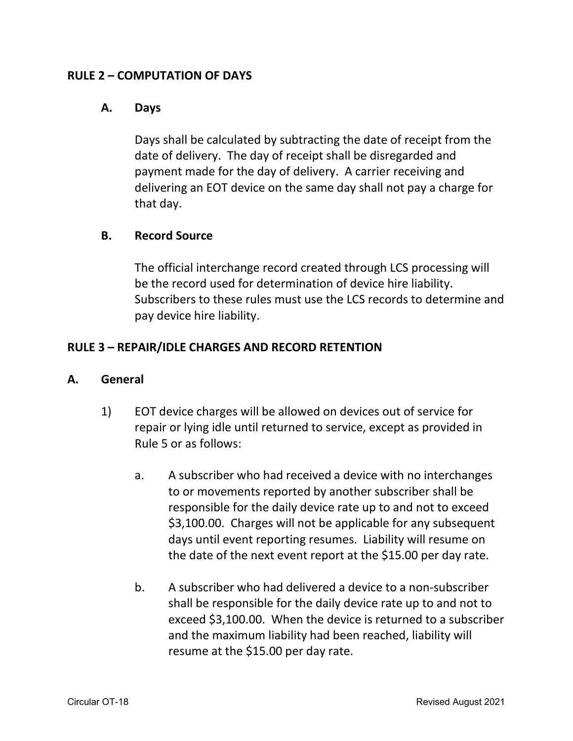## RULE 2 – COMPUTATION OF DAYS

### A. Days

Days shall be calculated by subtracting the date of receipt from the date of delivery. The day of receipt shall be disregarded and payment made for the day of delivery. A carrier receiving and delivering an EOT device on the same day shall not pay a charge for that day.

### B. Record Source

The official interchange record created through LCS processing will be the record used for determination of device hire liability. Subscribers to these rules must use the LCS records to determine and pay device hire liability.

## RULE 3 – REPAIR/IDLE CHARGES AND RECORD RETENTION

### A. General

1) EOT device charges will be allowed on devices out of service for repair or lying idle until returned to service, except as provided in Rule 5 or as follows:

   a. A subscriber who had received a device with no interchanges to or movements reported by another subscriber shall be responsible for the daily device rate up to and not to exceed $3,100.00. Charges will not be applicable for any subsequent days until event reporting resumes. Liability will resume on the date of the next event report at the $15.00 per day rate.

   b. A subscriber who had delivered a device to a non-subscriber shall be responsible for the daily device rate up to and not to exceed $3,100.00. When the device is returned to a subscriber and the maximum liability had been reached, liability will resume at the $15.00 per day rate.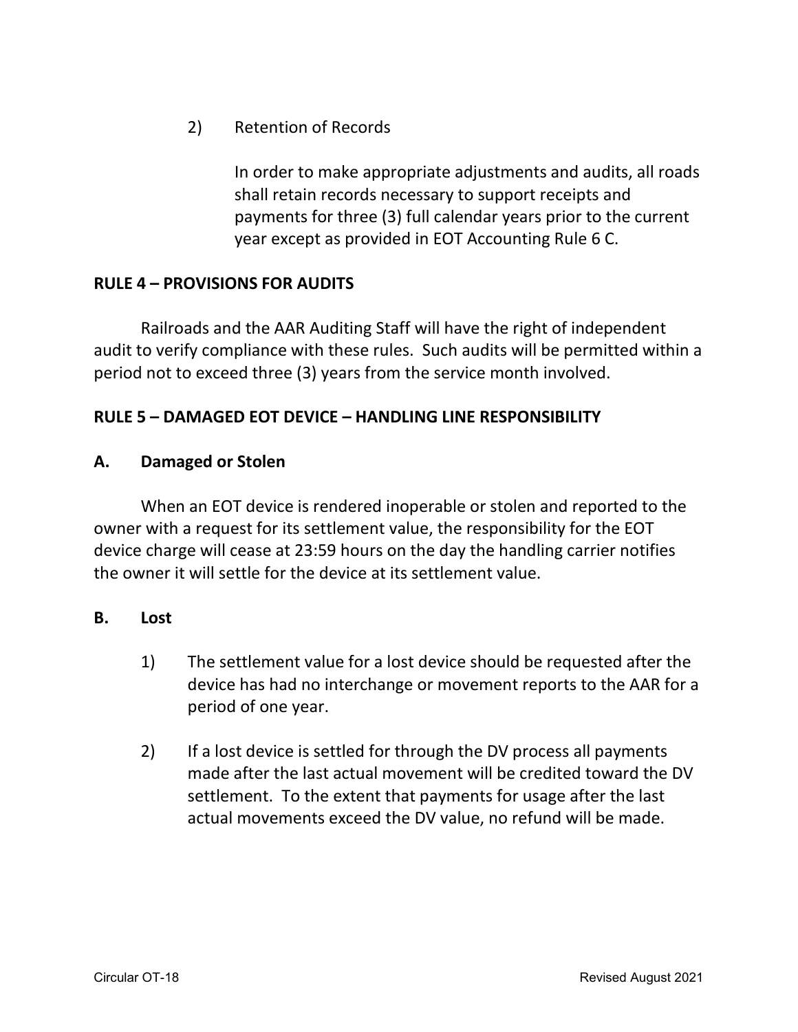2) Retention of Records

   In order to make appropriate adjustments and audits, all roads shall retain records necessary to support receipts and payments for three (3) full calendar years prior to the current year except as provided in EOT Accounting Rule 6 C.

## RULE 4 – PROVISIONS FOR AUDITS

Railroads and the AAR Auditing Staff will have the right of independent audit to verify compliance with these rules. Such audits will be permitted within a period not to exceed three (3) years from the service month involved.

## RULE 5 – DAMAGED EOT DEVICE – HANDLING LINE RESPONSIBILITY

### A. Damaged or Stolen

When an EOT device is rendered inoperable or stolen and reported to the owner with a request for its settlement value, the responsibility for the EOT device charge will cease at 23:59 hours on the day the handling carrier notifies the owner it will settle for the device at its settlement value.

### B. Lost

1) The settlement value for a lost device should be requested after the device has had no interchange or movement reports to the AAR for a period of one year.

2) If a lost device is settled for through the DV process all payments made after the last actual movement will be credited toward the DV settlement. To the extent that payments for usage after the last actual movements exceed the DV value, no refund will be made.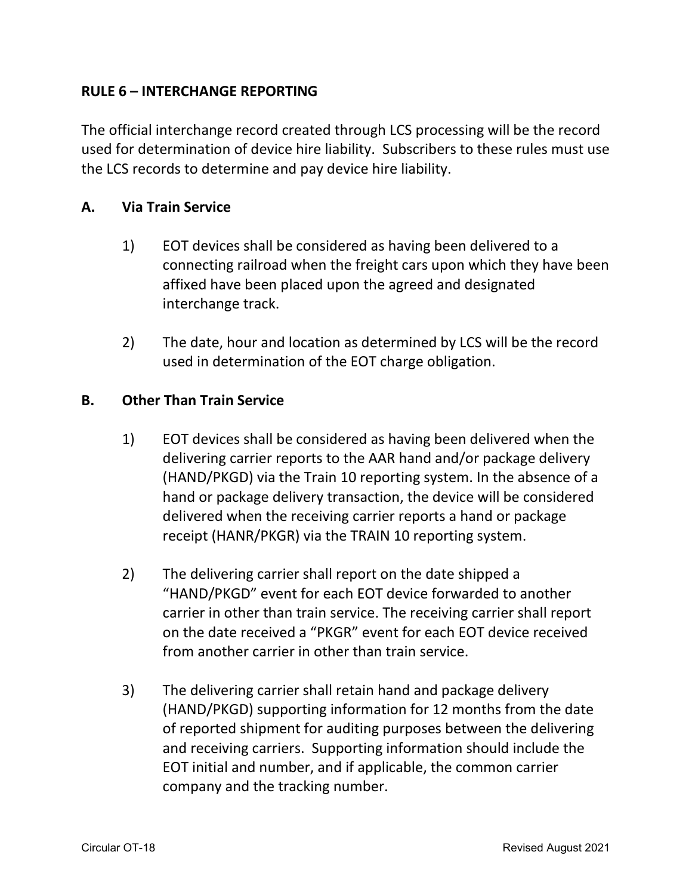## RULE 6 – INTERCHANGE REPORTING

The official interchange record created through LCS processing will be the record used for determination of device hire liability. Subscribers to these rules must use the LCS records to determine and pay device hire liability.

### A. Via Train Service

1) EOT devices shall be considered as having been delivered to a connecting railroad when the freight cars upon which they have been affixed have been placed upon the agreed and designated interchange track.

2) The date, hour and location as determined by LCS will be the record used in determination of the EOT charge obligation.

### B. Other Than Train Service

1) EOT devices shall be considered as having been delivered when the delivering carrier reports to the AAR hand and/or package delivery (HAND/PKGD) via the Train 10 reporting system. In the absence of a hand or package delivery transaction, the device will be considered delivered when the receiving carrier reports a hand or package receipt (HANR/PKGR) via the TRAIN 10 reporting system.

2) The delivering carrier shall report on the date shipped a "HAND/PKGD" event for each EOT device forwarded to another carrier in other than train service. The receiving carrier shall report on the date received a "PKGR" event for each EOT device received from another carrier in other than train service.

3) The delivering carrier shall retain hand and package delivery (HAND/PKGD) supporting information for 12 months from the date of reported shipment for auditing purposes between the delivering and receiving carriers. Supporting information should include the EOT initial and number, and if applicable, the common carrier company and the tracking number.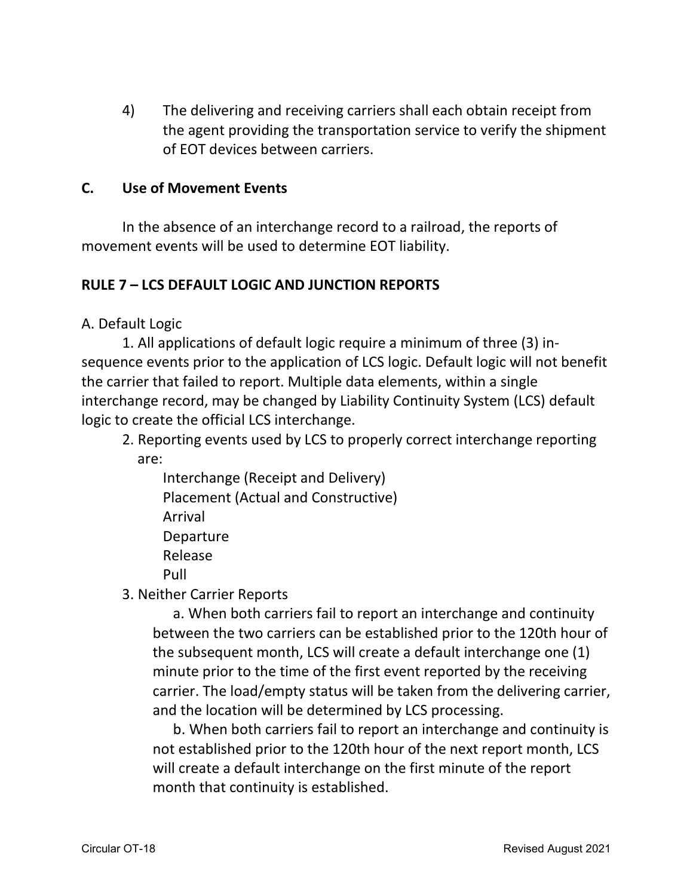4) The delivering and receiving carriers shall each obtain receipt from the agent providing the transportation service to verify the shipment of EOT devices between carriers.

### C. Use of Movement Events

In the absence of an interchange record to a railroad, the reports of movement events will be used to determine EOT liability.

## RULE 7 – LCS DEFAULT LOGIC AND JUNCTION REPORTS

A. Default Logic

1. All applications of default logic require a minimum of three (3) in-sequence events prior to the application of LCS logic. Default logic will not benefit the carrier that failed to report. Multiple data elements, within a single interchange record, may be changed by Liability Continuity System (LCS) default logic to create the official LCS interchange.

2. Reporting events used by LCS to properly correct interchange reporting are:

   Interchange (Receipt and Delivery)
   Placement (Actual and Constructive)
   Arrival
   Departure
   Release
   Pull

3. Neither Carrier Reports

   a. When both carriers fail to report an interchange and continuity between the two carriers can be established prior to the 120th hour of the subsequent month, LCS will create a default interchange one (1) minute prior to the time of the first event reported by the receiving carrier. The load/empty status will be taken from the delivering carrier, and the location will be determined by LCS processing.

   b. When both carriers fail to report an interchange and continuity is not established prior to the 120th hour of the next report month, LCS will create a default interchange on the first minute of the report month that continuity is established.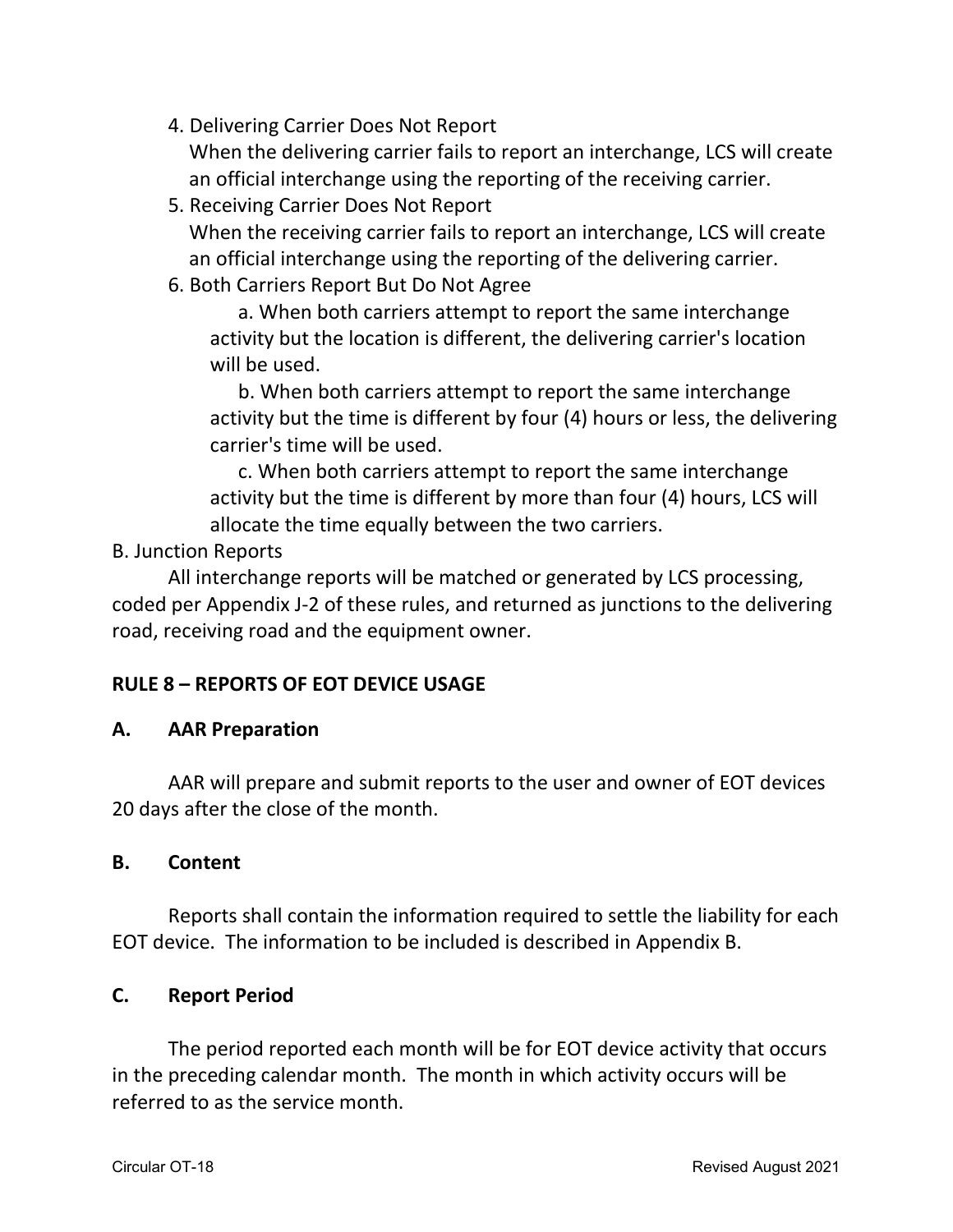4. Delivering Carrier Does Not Report
   When the delivering carrier fails to report an interchange, LCS will create an official interchange using the reporting of the receiving carrier.
5. Receiving Carrier Does Not Report
   When the receiving carrier fails to report an interchange, LCS will create an official interchange using the reporting of the delivering carrier.
6. Both Carriers Report But Do Not Agree
   a. When both carriers attempt to report the same interchange activity but the location is different, the delivering carrier's location will be used.
   b. When both carriers attempt to report the same interchange activity but the time is different by four (4) hours or less, the delivering carrier's time will be used.
   c. When both carriers attempt to report the same interchange activity but the time is different by more than four (4) hours, LCS will allocate the time equally between the two carriers.

B. Junction Reports

All interchange reports will be matched or generated by LCS processing, coded per Appendix J-2 of these rules, and returned as junctions to the delivering road, receiving road and the equipment owner.

## RULE 8 – REPORTS OF EOT DEVICE USAGE

### A. AAR Preparation

AAR will prepare and submit reports to the user and owner of EOT devices 20 days after the close of the month.

### B. Content

Reports shall contain the information required to settle the liability for each EOT device. The information to be included is described in Appendix B.

### C. Report Period

The period reported each month will be for EOT device activity that occurs in the preceding calendar month. The month in which activity occurs will be referred to as the service month.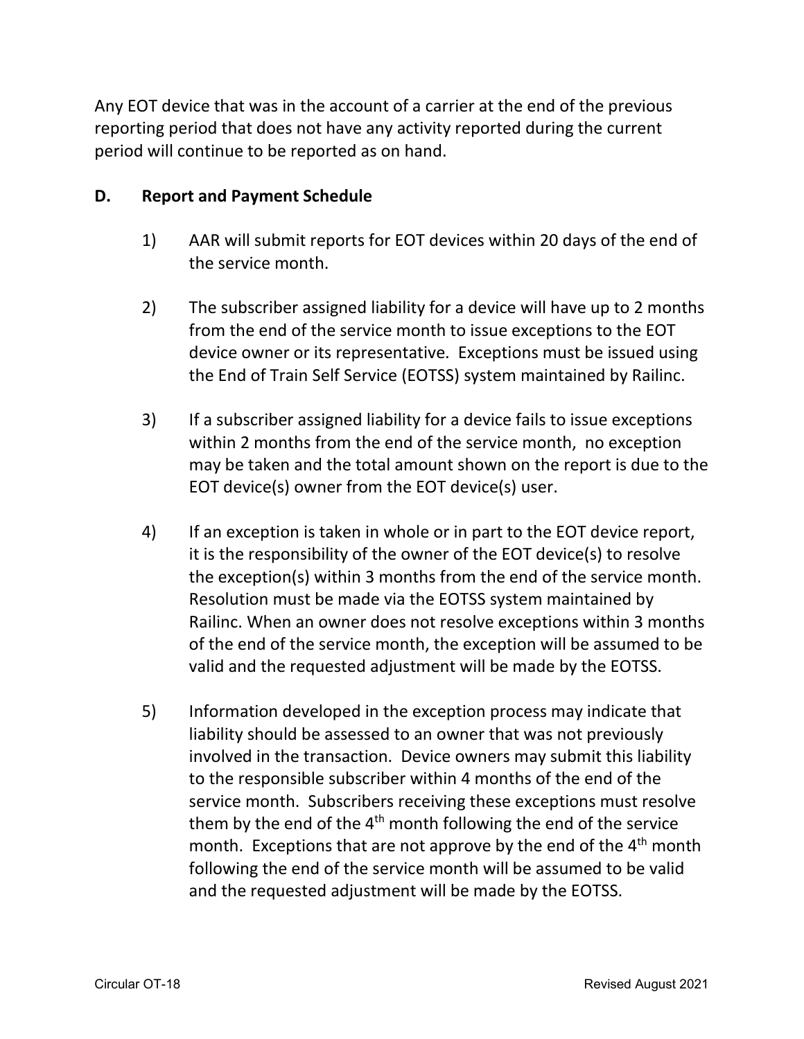Any EOT device that was in the account of a carrier at the end of the previous reporting period that does not have any activity reported during the current period will continue to be reported as on hand.

**D. Report and Payment Schedule**

1) AAR will submit reports for EOT devices within 20 days of the end of the service month.

2) The subscriber assigned liability for a device will have up to 2 months from the end of the service month to issue exceptions to the EOT device owner or its representative. Exceptions must be issued using the End of Train Self Service (EOTSS) system maintained by Railinc.

3) If a subscriber assigned liability for a device fails to issue exceptions within 2 months from the end of the service month, no exception may be taken and the total amount shown on the report is due to the EOT device(s) owner from the EOT device(s) user.

4) If an exception is taken in whole or in part to the EOT device report, it is the responsibility of the owner of the EOT device(s) to resolve the exception(s) within 3 months from the end of the service month. Resolution must be made via the EOTSS system maintained by Railinc. When an owner does not resolve exceptions within 3 months of the end of the service month, the exception will be assumed to be valid and the requested adjustment will be made by the EOTSS.

5) Information developed in the exception process may indicate that liability should be assessed to an owner that was not previously involved in the transaction. Device owners may submit this liability to the responsible subscriber within 4 months of the end of the service month. Subscribers receiving these exceptions must resolve them by the end of the 4th month following the end of the service month. Exceptions that are not approve by the end of the 4th month following the end of the service month will be assumed to be valid and the requested adjustment will be made by the EOTSS.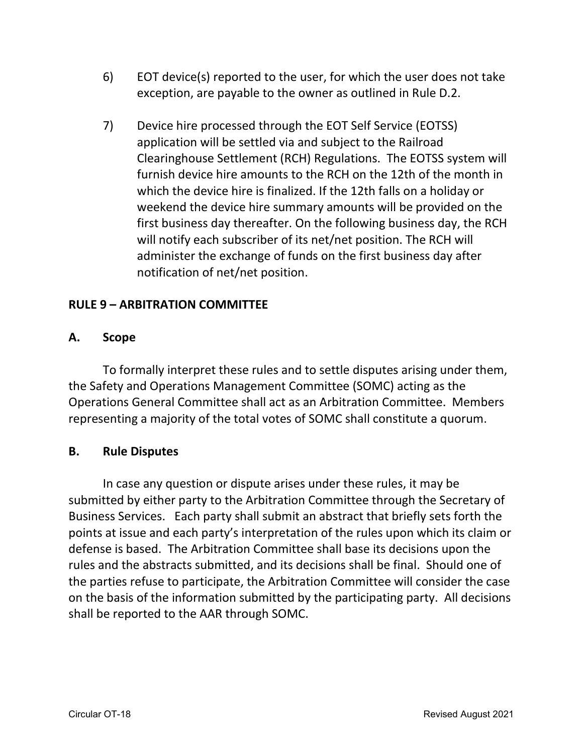6) EOT device(s) reported to the user, for which the user does not take exception, are payable to the owner as outlined in Rule D.2.

7) Device hire processed through the EOT Self Service (EOTSS) application will be settled via and subject to the Railroad Clearinghouse Settlement (RCH) Regulations. The EOTSS system will furnish device hire amounts to the RCH on the 12th of the month in which the device hire is finalized. If the 12th falls on a holiday or weekend the device hire summary amounts will be provided on the first business day thereafter. On the following business day, the RCH will notify each subscriber of its net/net position. The RCH will administer the exchange of funds on the first business day after notification of net/net position.

## RULE 9 – ARBITRATION COMMITTEE

### A. Scope

To formally interpret these rules and to settle disputes arising under them, the Safety and Operations Management Committee (SOMC) acting as the Operations General Committee shall act as an Arbitration Committee. Members representing a majority of the total votes of SOMC shall constitute a quorum.

### B. Rule Disputes

In case any question or dispute arises under these rules, it may be submitted by either party to the Arbitration Committee through the Secretary of Business Services. Each party shall submit an abstract that briefly sets forth the points at issue and each party's interpretation of the rules upon which its claim or defense is based. The Arbitration Committee shall base its decisions upon the rules and the abstracts submitted, and its decisions shall be final. Should one of the parties refuse to participate, the Arbitration Committee will consider the case on the basis of the information submitted by the participating party. All decisions shall be reported to the AAR through SOMC.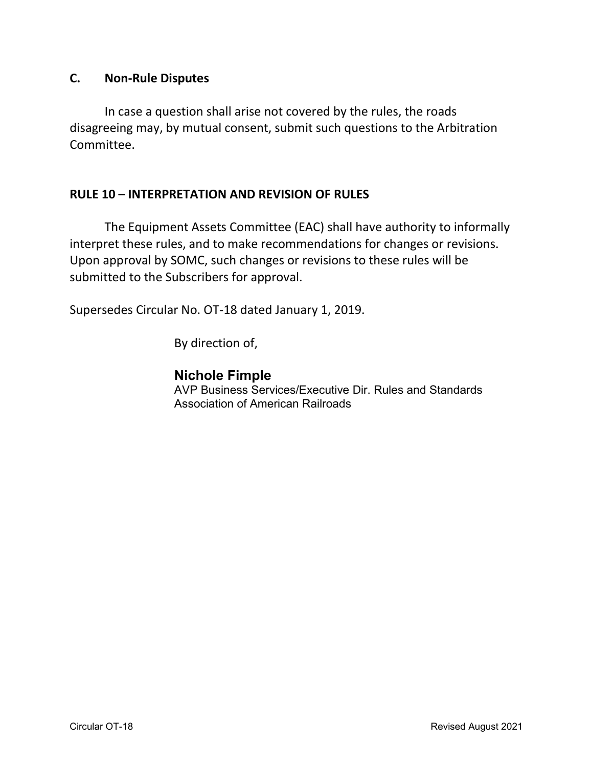### C. Non-Rule Disputes

In case a question shall arise not covered by the rules, the roads disagreeing may, by mutual consent, submit such questions to the Arbitration Committee.

## RULE 10 – INTERPRETATION AND REVISION OF RULES

The Equipment Assets Committee (EAC) shall have authority to informally interpret these rules, and to make recommendations for changes or revisions. Upon approval by SOMC, such changes or revisions to these rules will be submitted to the Subscribers for approval.

Supersedes Circular No. OT-18 dated January 1, 2019.

By direction of,

**Nichole Fimple**
AVP Business Services/Executive Dir. Rules and Standards
Association of American Railroads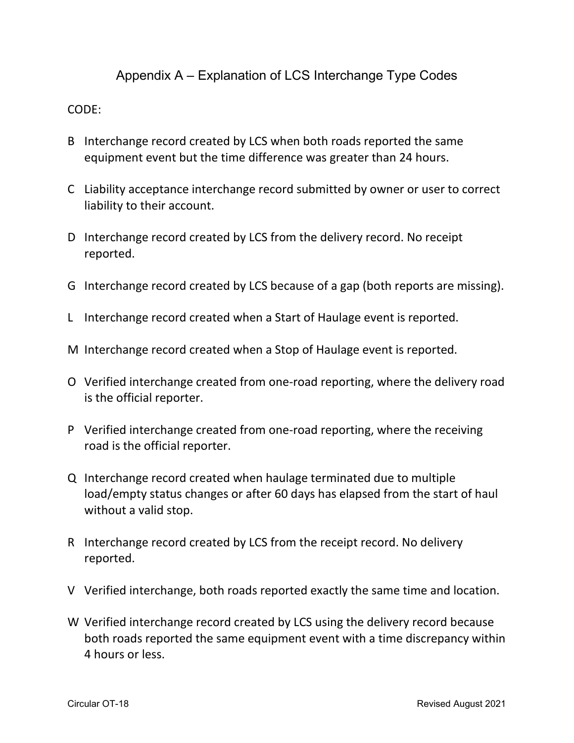# Appendix A – Explanation of LCS Interchange Type Codes

CODE:

- B Interchange record created by LCS when both roads reported the same equipment event but the time difference was greater than 24 hours.

- C Liability acceptance interchange record submitted by owner or user to correct liability to their account.

- D Interchange record created by LCS from the delivery record. No receipt reported.

- G Interchange record created by LCS because of a gap (both reports are missing).

- L Interchange record created when a Start of Haulage event is reported.

- M Interchange record created when a Stop of Haulage event is reported.

- O Verified interchange created from one-road reporting, where the delivery road is the official reporter.

- P Verified interchange created from one-road reporting, where the receiving road is the official reporter.

- Q Interchange record created when haulage terminated due to multiple load/empty status changes or after 60 days has elapsed from the start of haul without a valid stop.

- R Interchange record created by LCS from the receipt record. No delivery reported.

- V Verified interchange, both roads reported exactly the same time and location.

- W Verified interchange record created by LCS using the delivery record because both roads reported the same equipment event with a time discrepancy within 4 hours or less.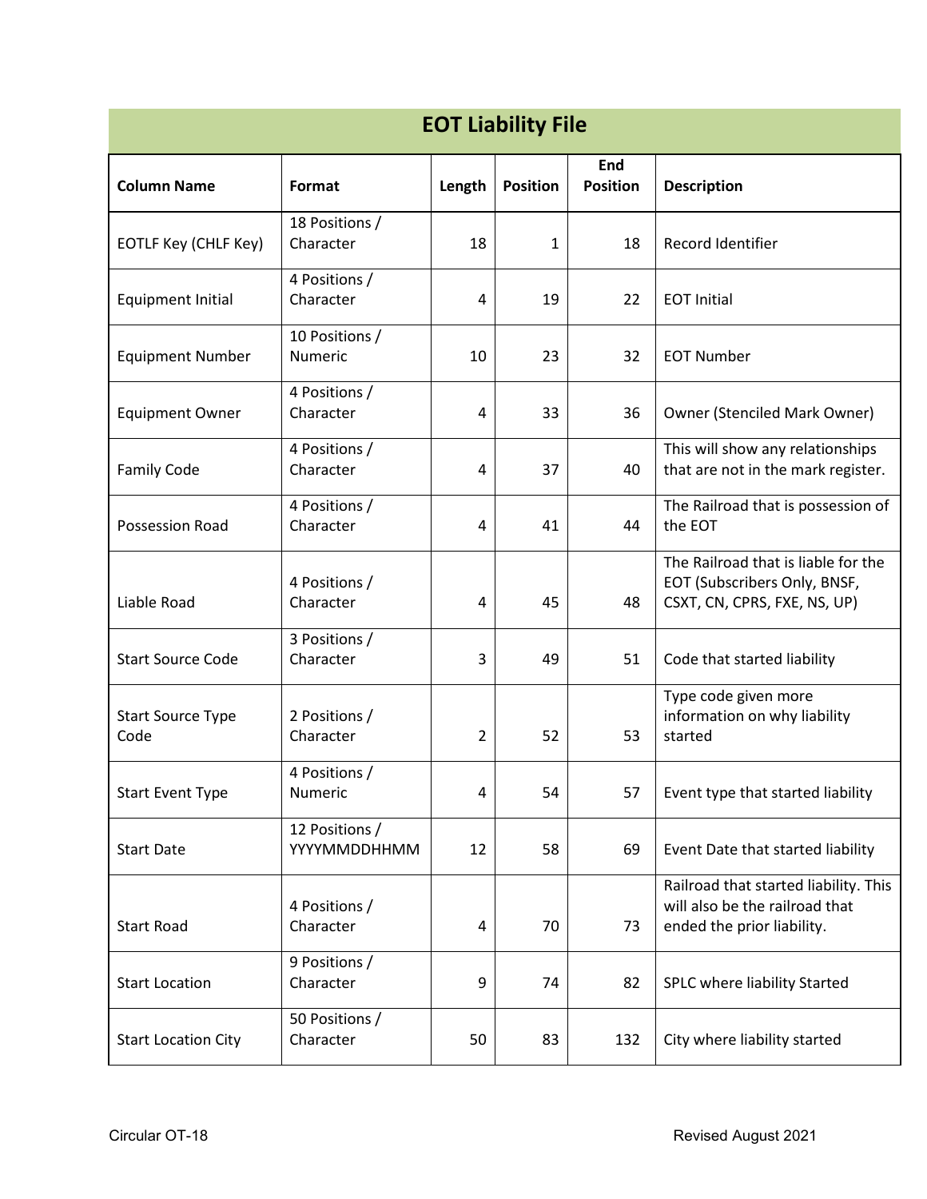## EOT Liability File

| Column Name | Format | Length | Position | End Position | Description |
|---|---|---|---|---|---|
| EOTLF Key (CHLF Key) | 18 Positions / Character | 18 | 1 | 18 | Record Identifier |
| Equipment Initial | 4 Positions / Character | 4 | 19 | 22 | EOT Initial |
| Equipment Number | 10 Positions / Numeric | 10 | 23 | 32 | EOT Number |
| Equipment Owner | 4 Positions / Character | 4 | 33 | 36 | Owner (Stenciled Mark Owner) |
| Family Code | 4 Positions / Character | 4 | 37 | 40 | This will show any relationships that are not in the mark register. |
| Possession Road | 4 Positions / Character | 4 | 41 | 44 | The Railroad that is possession of the EOT |
| Liable Road | 4 Positions / Character | 4 | 45 | 48 | The Railroad that is liable for the EOT (Subscribers Only, BNSF, CSXT, CN, CPRS, FXE, NS, UP) |
| Start Source Code | 3 Positions / Character | 3 | 49 | 51 | Code that started liability |
| Start Source Type Code | 2 Positions / Character | 2 | 52 | 53 | Type code given more information on why liability started |
| Start Event Type | 4 Positions / Numeric | 4 | 54 | 57 | Event type that started liability |
| Start Date | 12 Positions / YYYYMMDDHHMM | 12 | 58 | 69 | Event Date that started liability |
| Start Road | 4 Positions / Character | 4 | 70 | 73 | Railroad that started liability. This will also be the railroad that ended the prior liability. |
| Start Location | 9 Positions / Character | 9 | 74 | 82 | SPLC where liability Started |
| Start Location City | 50 Positions / Character | 50 | 83 | 132 | City where liability started |

Circular OT-18 Revised August 2021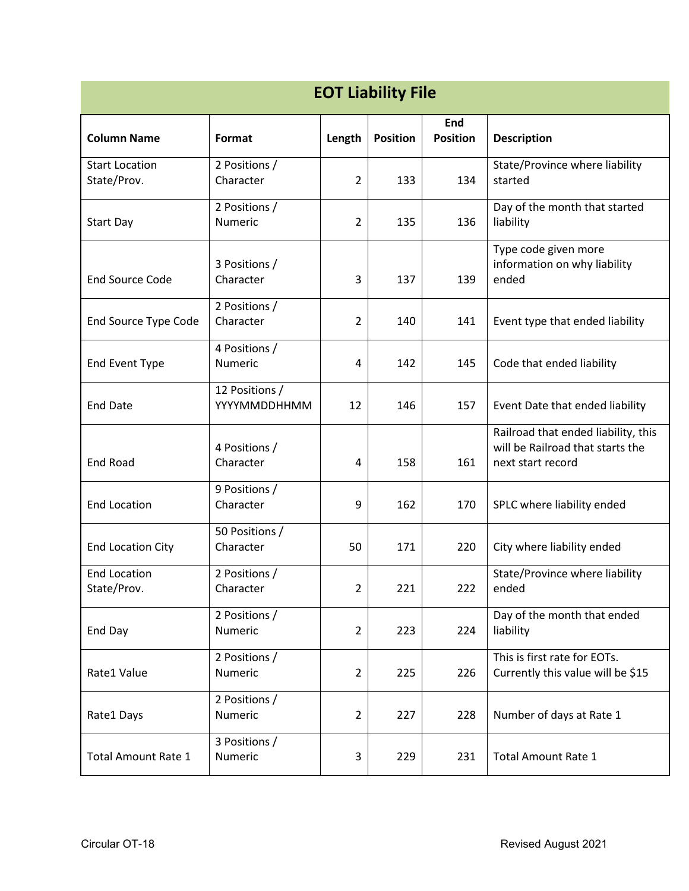## EOT Liability File

| Column Name | Format | Length | Position | End Position | Description |
|---|---|---|---|---|---|
| Start Location State/Prov. | 2 Positions / Character | 2 | 133 | 134 | State/Province where liability started |
| Start Day | 2 Positions / Numeric | 2 | 135 | 136 | Day of the month that started liability |
| End Source Code | 3 Positions / Character | 3 | 137 | 139 | Type code given more information on why liability ended |
| End Source Type Code | 2 Positions / Character | 2 | 140 | 141 | Event type that ended liability |
| End Event Type | 4 Positions / Numeric | 4 | 142 | 145 | Code that ended liability |
| End Date | 12 Positions / YYYYMMDDHHMM | 12 | 146 | 157 | Event Date that ended liability |
| End Road | 4 Positions / Character | 4 | 158 | 161 | Railroad that ended liability, this will be Railroad that starts the next start record |
| End Location | 9 Positions / Character | 9 | 162 | 170 | SPLC where liability ended |
| End Location City | 50 Positions / Character | 50 | 171 | 220 | City where liability ended |
| End Location State/Prov. | 2 Positions / Character | 2 | 221 | 222 | State/Province where liability ended |
| End Day | 2 Positions / Numeric | 2 | 223 | 224 | Day of the month that ended liability |
| Rate1 Value | 2 Positions / Numeric | 2 | 225 | 226 | This is first rate for EOTs. Currently this value will be $15 |
| Rate1 Days | 2 Positions / Numeric | 2 | 227 | 228 | Number of days at Rate 1 |
| Total Amount Rate 1 | 3 Positions / Numeric | 3 | 229 | 231 | Total Amount Rate 1 |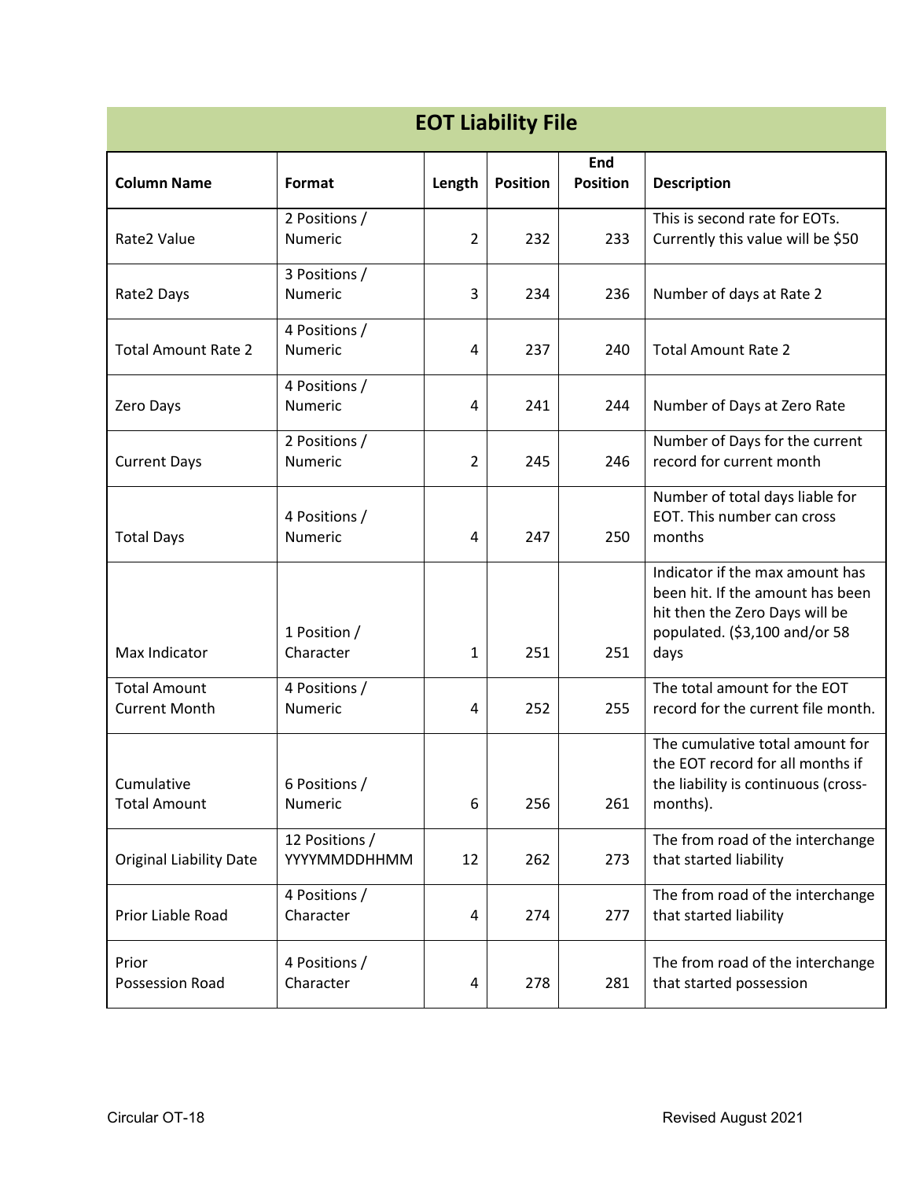## EOT Liability File

| Column Name | Format | Length | Position | End Position | Description |
|---|---|---|---|---|---|
| Rate2 Value | 2 Positions / Numeric | 2 | 232 | 233 | This is second rate for EOTs. Currently this value will be $50 |
| Rate2 Days | 3 Positions / Numeric | 3 | 234 | 236 | Number of days at Rate 2 |
| Total Amount Rate 2 | 4 Positions / Numeric | 4 | 237 | 240 | Total Amount Rate 2 |
| Zero Days | 4 Positions / Numeric | 4 | 241 | 244 | Number of Days at Zero Rate |
| Current Days | 2 Positions / Numeric | 2 | 245 | 246 | Number of Days for the current record for current month |
| Total Days | 4 Positions / Numeric | 4 | 247 | 250 | Number of total days liable for EOT. This number can cross months |
| Max Indicator | 1 Position / Character | 1 | 251 | 251 | Indicator if the max amount has been hit. If the amount has been hit then the Zero Days will be populated. ($3,100 and/or 58 days |
| Total Amount Current Month | 4 Positions / Numeric | 4 | 252 | 255 | The total amount for the EOT record for the current file month. |
| Cumulative Total Amount | 6 Positions / Numeric | 6 | 256 | 261 | The cumulative total amount for the EOT record for all months if the liability is continuous (cross-months). |
| Original Liability Date | 12 Positions / YYYYMMDDHHMM | 12 | 262 | 273 | The from road of the interchange that started liability |
| Prior Liable Road | 4 Positions / Character | 4 | 274 | 277 | The from road of the interchange that started liability |
| Prior Possession Road | 4 Positions / Character | 4 | 278 | 281 | The from road of the interchange that started possession |

Circular OT-18 Revised August 2021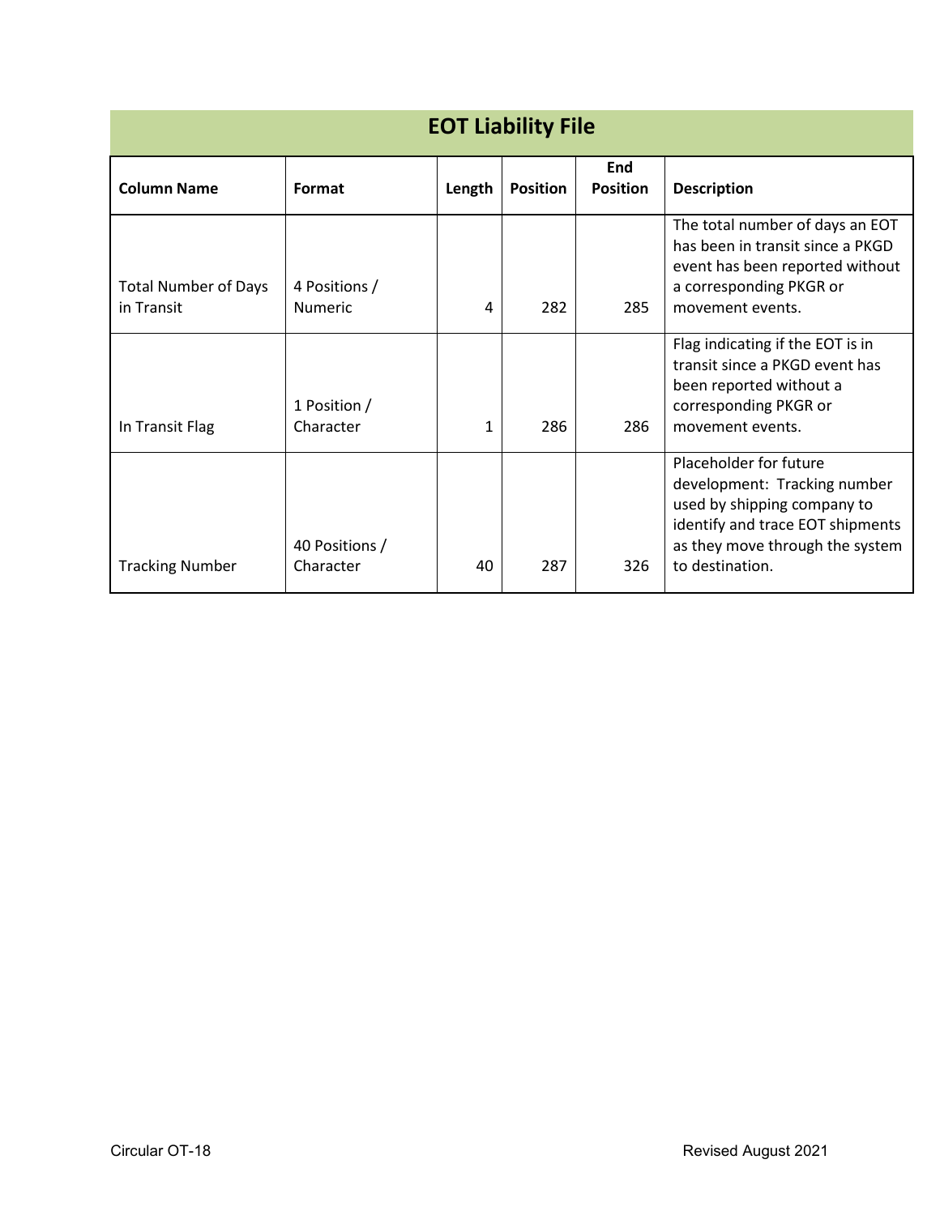| EOT Liability File | | | | | |
|---|---|---|---|---|---|
| **Column Name** | **Format** | **Length** | **Position** | **End Position** | **Description** |
| Total Number of Days in Transit | 4 Positions / Numeric | 4 | 282 | 285 | The total number of days an EOT has been in transit since a PKGD event has been reported without a corresponding PKGR or movement events. |
| In Transit Flag | 1 Position / Character | 1 | 286 | 286 | Flag indicating if the EOT is in transit since a PKGD event has been reported without a corresponding PKGR or movement events. |
| Tracking Number | 40 Positions / Character | 40 | 287 | 326 | Placeholder for future development: Tracking number used by shipping company to identify and trace EOT shipments as they move through the system to destination. |